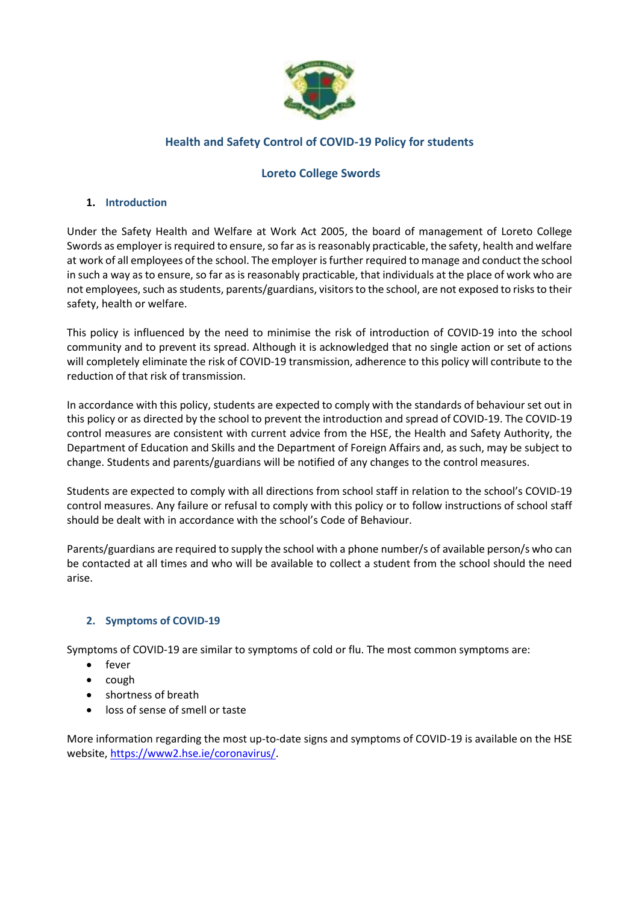## Health and Safety Control of COVID-19 Policy for students

## Loreto College Swords

### 1. Introduction

Under the Safety Health and Welfare at Work Act 2005, the board of management of Loreto College Swords as employer is required to ensure, so far as is reasonably practicable, the safety, health and welfare at work of all employees of the school. The employer is further required to manage and conduct the school in such a way as to ensure, so far as is reasonably practicable, that individuals at the place of work who are not employees, such as students, parents/guardians, visitors to the school, are not exposed to risks to their safety, health or welfare.

This policy is influenced by the need to minimise the risk of introduction of COVID-19 into the school community and to prevent its spread. Although it is acknowledged that no single action or set of actions will completely eliminate the risk of COVID-19 transmission, adherence to this policy will contribute to the reduction of that risk of transmission.

In accordance with this policy, students are expected to comply with the standards of behaviour set out in this policy or as directed by the school to prevent the introduction and spread of COVID-19. The COVID-19 control measures are consistent with current advice from the HSE, the Health and Safety Authority, the Department of Education and Skills and the Department of Foreign Affairs and, as such, may be subject to change. Students and parents/guardians will be notified of any changes to the control measures.

Students are expected to comply with all directions from school staff in relation to the school's COVID-19 control measures. Any failure or refusal to comply with this policy or to follow instructions of school staff should be dealt with in accordance with the school's Code of Behaviour.

Parents/guardians are required to supply the school with a phone number/s of available person/s who can be contacted at all times and who will be available to collect a student from the school should the need arise.

### 2. Symptoms of COVID-19

Symptoms of COVID-19 are similar to symptoms of cold or flu. The most common symptoms are:

- fever
- cough
- shortness of breath
- loss of sense of smell or taste

More information regarding the most up-to-date signs and symptoms of COVID-19 is available on the HSE website, [https://www2.hse.ie/coronavirus/](https://www2.hse.ie/coronavirus/).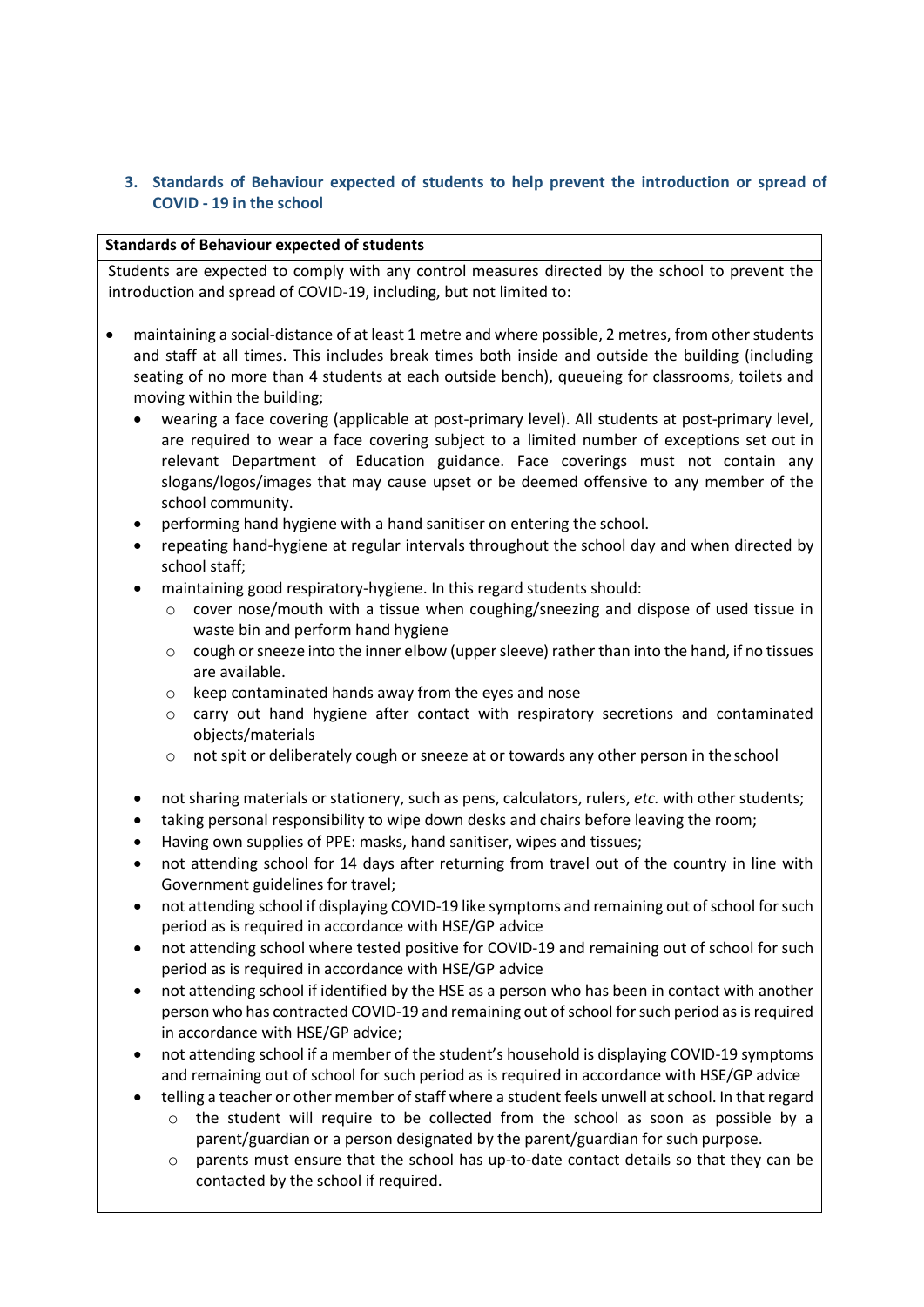### 3. Standards of Behaviour expected of students to help prevent the introduction or spread of COVID - 19 in the school

**Standards of Behaviour expected of students**

Students are expected to comply with any control measures directed by the school to prevent the introduction and spread of COVID-19, including, but not limited to:

- maintaining a social-distance of at least 1 metre and where possible, 2 metres, from other students and staff at all times. This includes break times both inside and outside the building (including seating of no more than 4 students at each outside bench), queueing for classrooms, toilets and moving within the building;
  - wearing a face covering (applicable at post-primary level). All students at post-primary level, are required to wear a face covering subject to a limited number of exceptions set out in relevant Department of Education guidance. Face coverings must not contain any slogans/logos/images that may cause upset or be deemed offensive to any member of the school community.
  - performing hand hygiene with a hand sanitiser on entering the school.
  - repeating hand-hygiene at regular intervals throughout the school day and when directed by school staff;
  - maintaining good respiratory-hygiene. In this regard students should:
    - cover nose/mouth with a tissue when coughing/sneezing and dispose of used tissue in waste bin and perform hand hygiene
    - cough or sneeze into the inner elbow (upper sleeve) rather than into the hand, if no tissues are available.
    - keep contaminated hands away from the eyes and nose
    - carry out hand hygiene after contact with respiratory secretions and contaminated objects/materials
    - not spit or deliberately cough or sneeze at or towards any other person in the school
  - not sharing materials or stationery, such as pens, calculators, rulers, *etc.* with other students;
  - taking personal responsibility to wipe down desks and chairs before leaving the room;
  - Having own supplies of PPE: masks, hand sanitiser, wipes and tissues;
  - not attending school for 14 days after returning from travel out of the country in line with Government guidelines for travel;
  - not attending school if displaying COVID-19 like symptoms and remaining out of school for such period as is required in accordance with HSE/GP advice
  - not attending school where tested positive for COVID-19 and remaining out of school for such period as is required in accordance with HSE/GP advice
  - not attending school if identified by the HSE as a person who has been in contact with another person who has contracted COVID-19 and remaining out of school for such period as is required in accordance with HSE/GP advice;
  - not attending school if a member of the student's household is displaying COVID-19 symptoms and remaining out of school for such period as is required in accordance with HSE/GP advice
  - telling a teacher or other member of staff where a student feels unwell at school. In that regard
    - the student will require to be collected from the school as soon as possible by a parent/guardian or a person designated by the parent/guardian for such purpose.
    - parents must ensure that the school has up-to-date contact details so that they can be contacted by the school if required.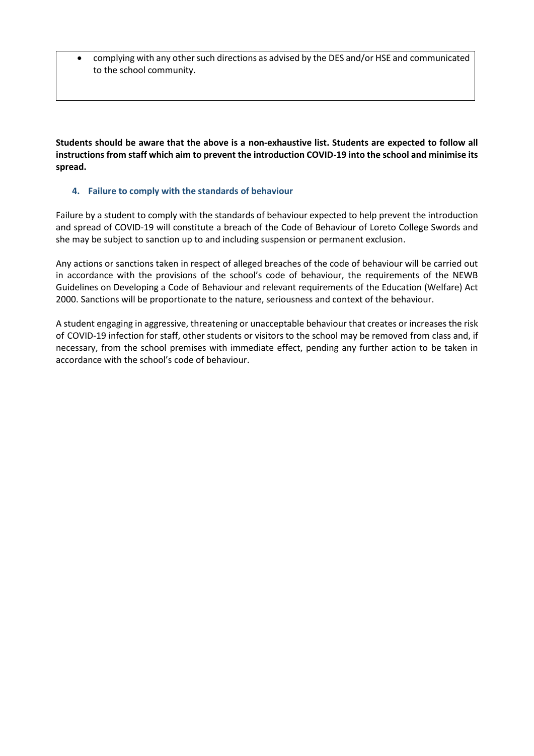- complying with any other such directions as advised by the DES and/or HSE and communicated to the school community.

**Students should be aware that the above is a non-exhaustive list. Students are expected to follow all instructions from staff which aim to prevent the introduction COVID-19 into the school and minimise its spread.**

## 4. Failure to comply with the standards of behaviour

Failure by a student to comply with the standards of behaviour expected to help prevent the introduction and spread of COVID-19 will constitute a breach of the Code of Behaviour of Loreto College Swords and she may be subject to sanction up to and including suspension or permanent exclusion.

Any actions or sanctions taken in respect of alleged breaches of the code of behaviour will be carried out in accordance with the provisions of the school's code of behaviour, the requirements of the NEWB Guidelines on Developing a Code of Behaviour and relevant requirements of the Education (Welfare) Act 2000. Sanctions will be proportionate to the nature, seriousness and context of the behaviour.

A student engaging in aggressive, threatening or unacceptable behaviour that creates or increases the risk of COVID-19 infection for staff, other students or visitors to the school may be removed from class and, if necessary, from the school premises with immediate effect, pending any further action to be taken in accordance with the school's code of behaviour.